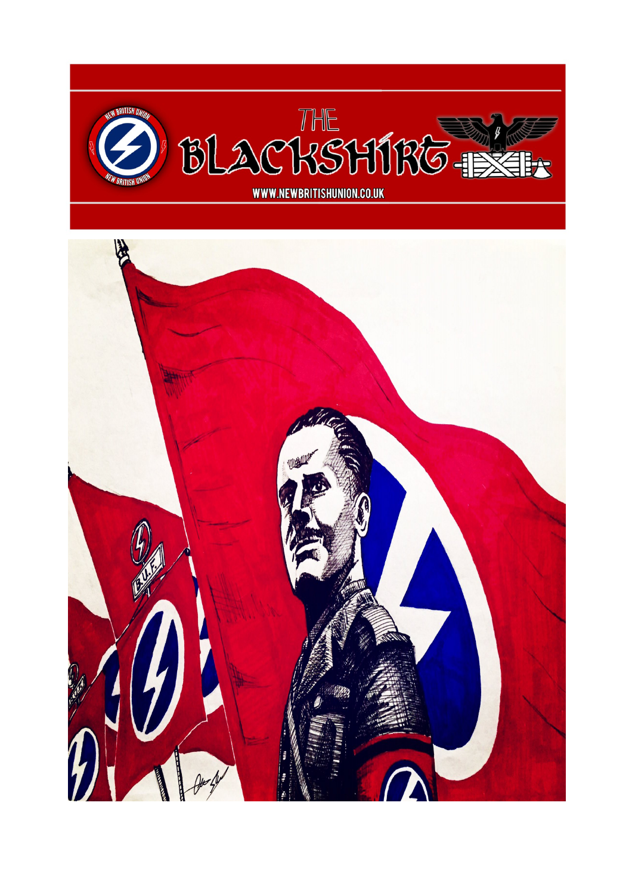NEW BRITISH UNION

# THE BLACKSHIRT

WWW.NEWBRITISHUNION.CO.UK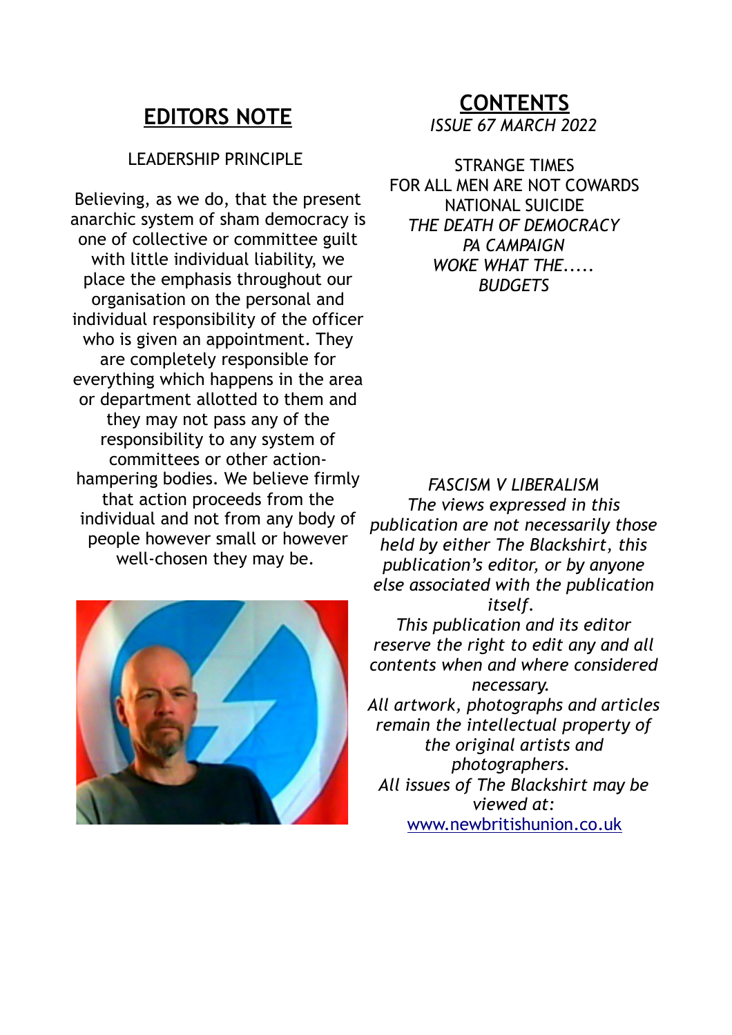## EDITORS NOTE

LEADERSHIP PRINCIPLE

Believing, as we do, that the present anarchic system of sham democracy is one of collective or committee guilt with little individual liability, we place the emphasis throughout our organisation on the personal and individual responsibility of the officer who is given an appointment. They are completely responsible for everything which happens in the area or department allotted to them and they may not pass any of the responsibility to any system of committees or other action-hampering bodies. We believe firmly that action proceeds from the individual and not from any body of people however small or however well-chosen they may be.

## CONTENTS

*ISSUE 67 MARCH 2022*

STRANGE TIMES
FOR ALL MEN ARE NOT COWARDS
NATIONAL SUICIDE
*THE DEATH OF DEMOCRACY*
*PA CAMPAIGN*
*WOKE WHAT THE.....*
*BUDGETS*

*FASCISM V LIBERALISM*

*The views expressed in this publication are not necessarily those held by either The Blackshirt, this publication's editor, or by anyone else associated with the publication itself.*

*This publication and its editor reserve the right to edit any and all contents when and where considered necessary.*

*All artwork, photographs and articles remain the intellectual property of the original artists and photographers.*

*All issues of The Blackshirt may be viewed at:*

www.newbritishunion.co.uk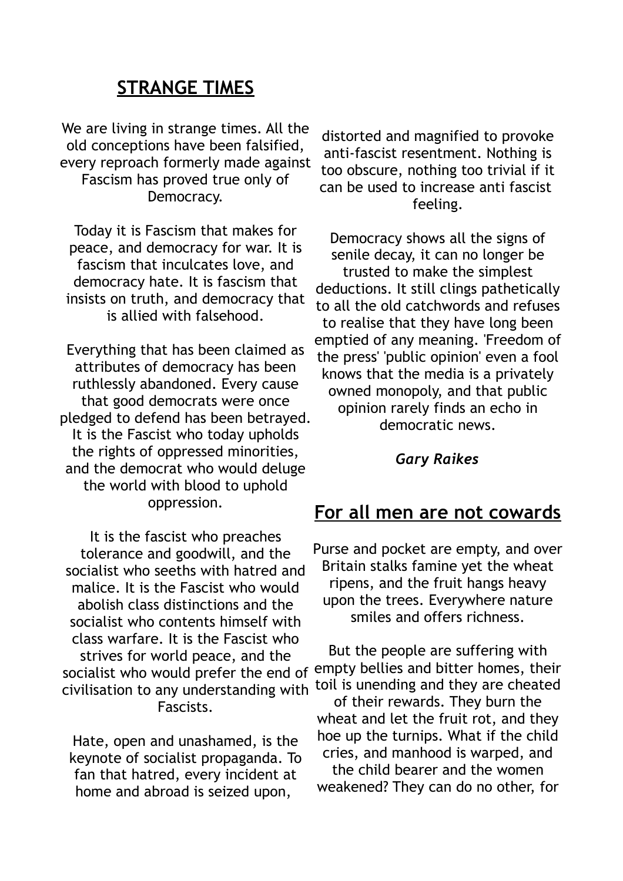## STRANGE TIMES

We are living in strange times. All the old conceptions have been falsified, every reproach formerly made against Fascism has proved true only of Democracy.

Today it is Fascism that makes for peace, and democracy for war. It is fascism that inculcates love, and democracy hate. It is fascism that insists on truth, and democracy that is allied with falsehood.

Everything that has been claimed as attributes of democracy has been ruthlessly abandoned. Every cause that good democrats were once pledged to defend has been betrayed. It is the Fascist who today upholds the rights of oppressed minorities, and the democrat who would deluge the world with blood to uphold oppression.

It is the fascist who preaches tolerance and goodwill, and the socialist who seeths with hatred and malice. It is the Fascist who would abolish class distinctions and the socialist who contents himself with class warfare. It is the Fascist who strives for world peace, and the socialist who would prefer the end of civilisation to any understanding with Fascists.

Hate, open and unashamed, is the keynote of socialist propaganda. To fan that hatred, every incident at home and abroad is seized upon, distorted and magnified to provoke anti-fascist resentment. Nothing is too obscure, nothing too trivial if it can be used to increase anti fascist feeling.

Democracy shows all the signs of senile decay, it can no longer be trusted to make the simplest deductions. It still clings pathetically to all the old catchwords and refuses to realise that they have long been emptied of any meaning. 'Freedom of the press' 'public opinion' even a fool knows that the media is a privately owned monopoly, and that public opinion rarely finds an echo in democratic news.

*Gary Raikes*

## For all men are not cowards

Purse and pocket are empty, and over Britain stalks famine yet the wheat ripens, and the fruit hangs heavy upon the trees. Everywhere nature smiles and offers richness.

But the people are suffering with empty bellies and bitter homes, their toil is unending and they are cheated of their rewards. They burn the wheat and let the fruit rot, and they hoe up the turnips. What if the child cries, and manhood is warped, and the child bearer and the women weakened? They can do no other, for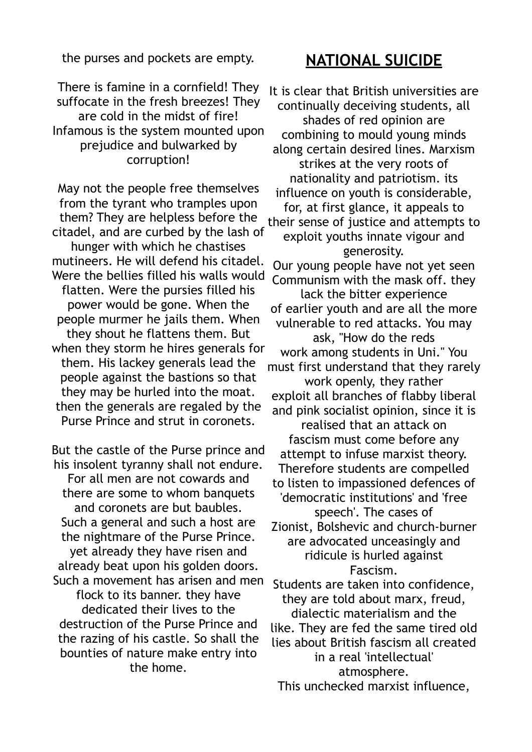the purses and pockets are empty.

There is famine in a cornfield! They suffocate in the fresh breezes! They are cold in the midst of fire! Infamous is the system mounted upon prejudice and bulwarked by corruption!

May not the people free themselves from the tyrant who tramples upon them? They are helpless before the citadel, and are curbed by the lash of hunger with which he chastises mutineers. He will defend his citadel. Were the bellies filled his walls would flatten. Were the pursies filled his power would be gone. When the people murmer he jails them. When they shout he flattens them. But when they storm he hires generals for them. His lackey generals lead the people against the bastions so that they may be hurled into the moat. then the generals are regaled by the Purse Prince and strut in coronets.

But the castle of the Purse prince and his insolent tyranny shall not endure. For all men are not cowards and there are some to whom banquets and coronets are but baubles. Such a general and such a host are the nightmare of the Purse Prince. yet already they have risen and already beat upon his golden doors. Such a movement has arisen and men flock to its banner. they have dedicated their lives to the destruction of the Purse Prince and the razing of his castle. So shall the bounties of nature make entry into the home.

## NATIONAL SUICIDE

It is clear that British universities are continually deceiving students, all shades of red opinion are combining to mould young minds along certain desired lines. Marxism strikes at the very roots of nationality and patriotism. its influence on youth is considerable, for, at first glance, it appeals to their sense of justice and attempts to exploit youths innate vigour and generosity.

Our young people have not yet seen Communism with the mask off. they lack the bitter experience of earlier youth and are all the more vulnerable to red attacks. You may ask, "How do the reds work among students in Uni." You must first understand that they rarely work openly, they rather exploit all branches of flabby liberal and pink socialist opinion, since it is realised that an attack on fascism must come before any attempt to infuse marxist theory. Therefore students are compelled to listen to impassioned defences of 'democratic institutions' and 'free speech'. The cases of Zionist, Bolshevic and church-burner are advocated unceasingly and ridicule is hurled against Fascism.

Students are taken into confidence, they are told about marx, freud, dialectic materialism and the like. They are fed the same tired old lies about British fascism all created in a real 'intellectual' atmosphere.

This unchecked marxist influence,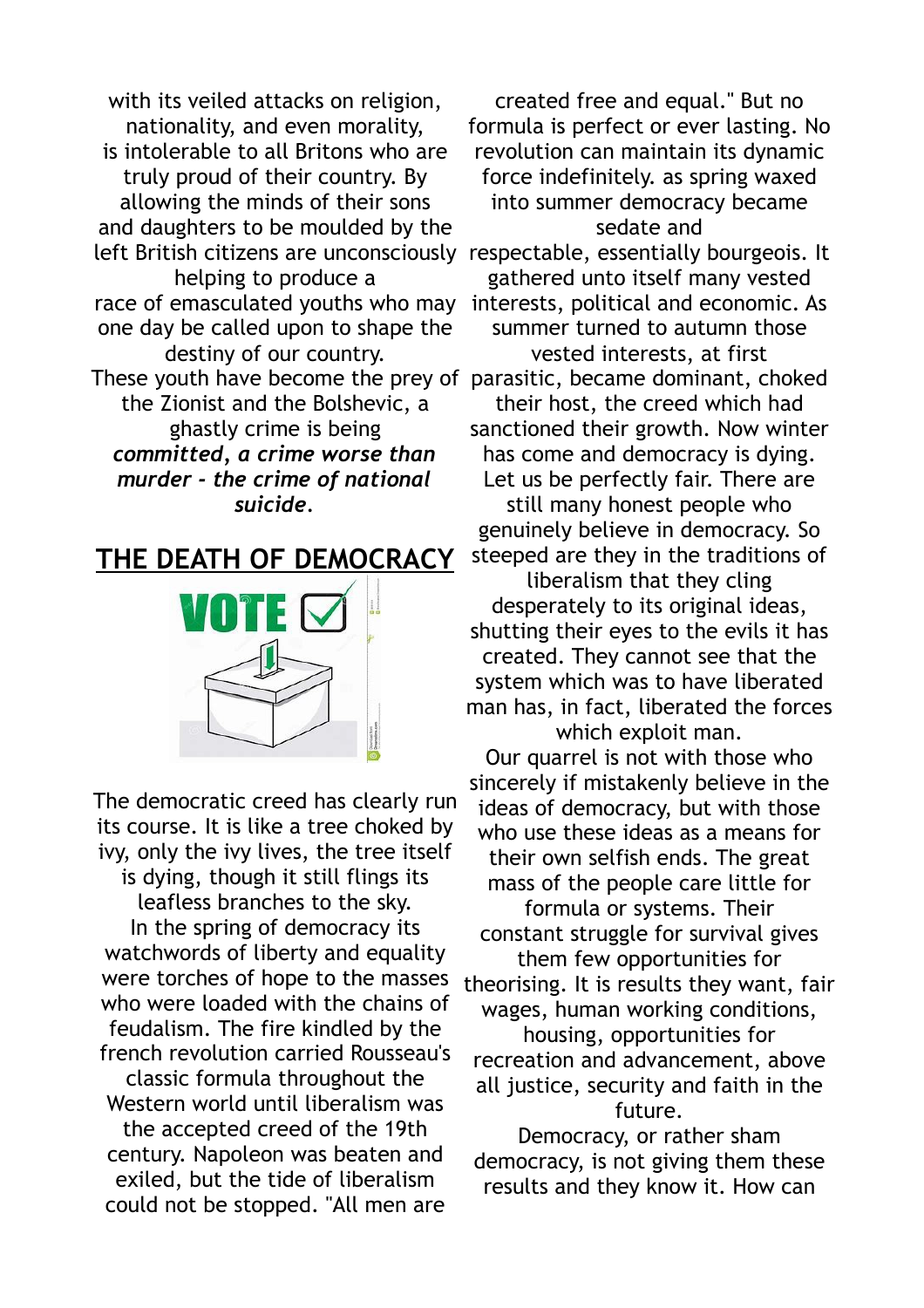with its veiled attacks on religion, nationality, and even morality, is intolerable to all Britons who are truly proud of their country. By allowing the minds of their sons and daughters to be moulded by the left British citizens are unconsciously helping to produce a race of emasculated youths who may one day be called upon to shape the destiny of our country.

These youth have become the prey of the Zionist and the Bolshevic, a ghastly crime is being ***committed, a crime worse than murder - the crime of national suicide.***

## THE DEATH OF DEMOCRACY

The democratic creed has clearly run its course. It is like a tree choked by ivy, only the ivy lives, the tree itself is dying, though it still flings its leafless branches to the sky.

In the spring of democracy its watchwords of liberty and equality were torches of hope to the masses who were loaded with the chains of feudalism. The fire kindled by the french revolution carried Rousseau's classic formula throughout the Western world until liberalism was the accepted creed of the 19th century. Napoleon was beaten and exiled, but the tide of liberalism could not be stopped. "All men are created free and equal." But no formula is perfect or ever lasting. No revolution can maintain its dynamic force indefinitely. as spring waxed into summer democracy became sedate and respectable, essentially bourgeois. It gathered unto itself many vested interests, political and economic. As summer turned to autumn those vested interests, at first parasitic, became dominant, choked their host, the creed which had sanctioned their growth. Now winter has come and democracy is dying.

Let us be perfectly fair. There are still many honest people who genuinely believe in democracy. So steeped are they in the traditions of liberalism that they cling desperately to its original ideas, shutting their eyes to the evils it has created. They cannot see that the system which was to have liberated man has, in fact, liberated the forces which exploit man.

Our quarrel is not with those who sincerely if mistakenly believe in the ideas of democracy, but with those who use these ideas as a means for their own selfish ends. The great mass of the people care little for formula or systems. Their constant struggle for survival gives them few opportunities for theorising. It is results they want, fair wages, human working conditions, housing, opportunities for recreation and advancement, above all justice, security and faith in the future.

Democracy, or rather sham democracy, is not giving them these results and they know it. How can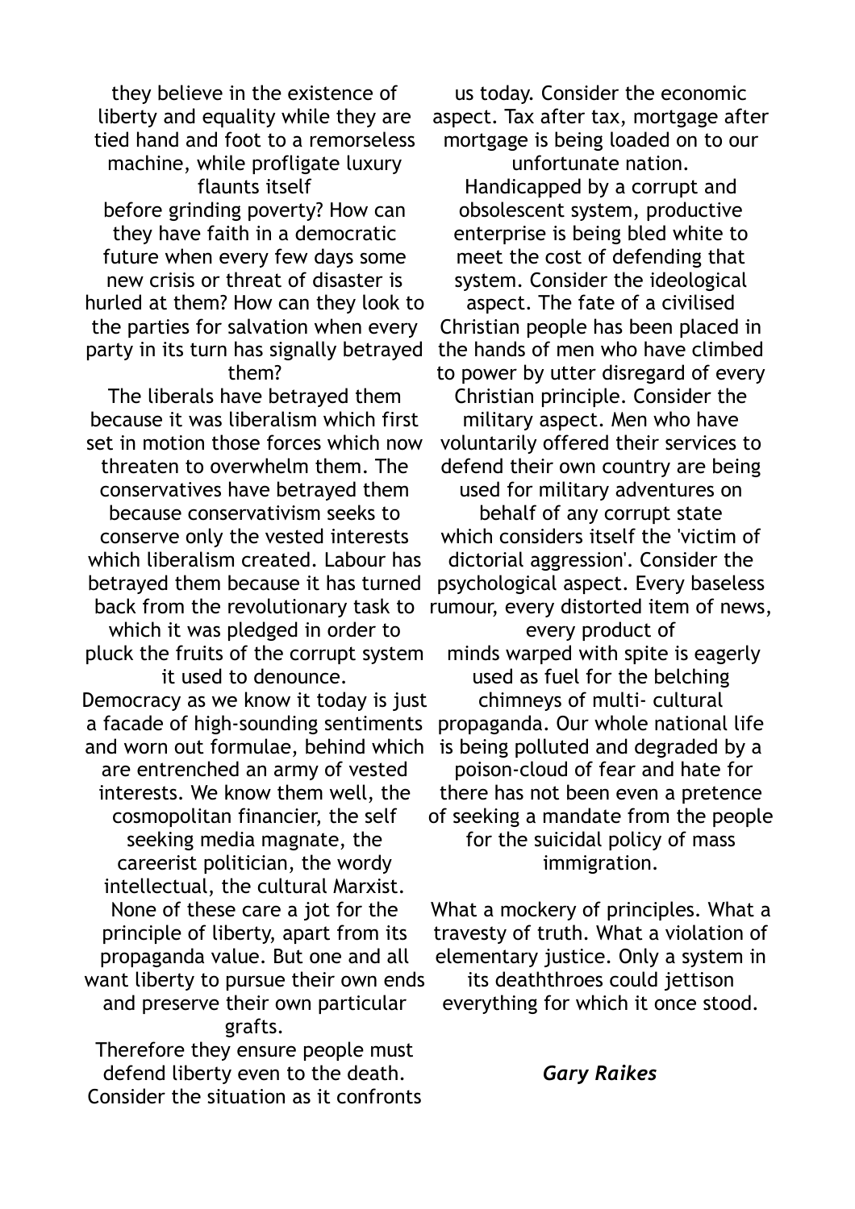they believe in the existence of liberty and equality while they are tied hand and foot to a remorseless machine, while profligate luxury flaunts itself before grinding poverty? How can they have faith in a democratic future when every few days some new crisis or threat of disaster is hurled at them? How can they look to the parties for salvation when every party in its turn has signally betrayed them?

The liberals have betrayed them because it was liberalism which first set in motion those forces which now threaten to overwhelm them. The conservatives have betrayed them because conservativism seeks to conserve only the vested interests which liberalism created. Labour has betrayed them because it has turned back from the revolutionary task to which it was pledged in order to pluck the fruits of the corrupt system it used to denounce.

Democracy as we know it today is just a facade of high-sounding sentiments and worn out formulae, behind which are entrenched an army of vested interests. We know them well, the cosmopolitan financier, the self seeking media magnate, the careerist politician, the wordy intellectual, the cultural Marxist. None of these care a jot for the principle of liberty, apart from its propaganda value. But one and all want liberty to pursue their own ends and preserve their own particular grafts.

Therefore they ensure people must defend liberty even to the death. Consider the situation as it confronts us today. Consider the economic aspect. Tax after tax, mortgage after mortgage is being loaded on to our unfortunate nation.

Handicapped by a corrupt and obsolescent system, productive enterprise is being bled white to meet the cost of defending that system. Consider the ideological aspect. The fate of a civilised Christian people has been placed in the hands of men who have climbed to power by utter disregard of every Christian principle. Consider the military aspect. Men who have voluntarily offered their services to defend their own country are being used for military adventures on behalf of any corrupt state which considers itself the 'victim of dictorial aggression'. Consider the psychological aspect. Every baseless rumour, every distorted item of news, every product of minds warped with spite is eagerly used as fuel for the belching chimneys of multi- cultural propaganda. Our whole national life is being polluted and degraded by a poison-cloud of fear and hate for there has not been even a pretence of seeking a mandate from the people for the suicidal policy of mass immigration.

What a mockery of principles. What a travesty of truth. What a violation of elementary justice. Only a system in its deaththroes could jettison everything for which it once stood.

*Gary Raikes*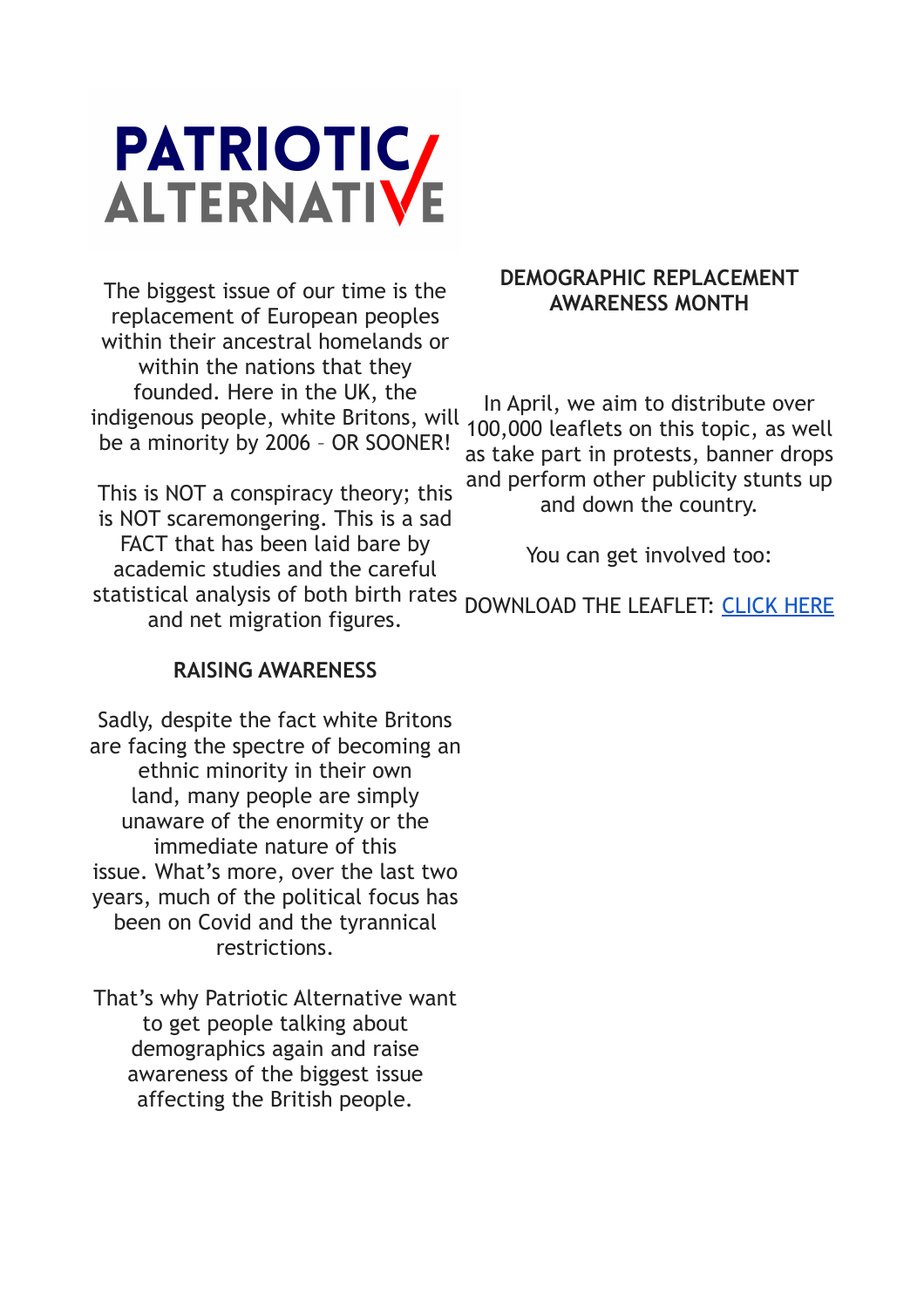# PATRIOTIC ALTERNATIVE

The biggest issue of our time is the replacement of European peoples within their ancestral homelands or within the nations that they founded. Here in the UK, the indigenous people, white Britons, will be a minority by 2006 – OR SOONER!

This is NOT a conspiracy theory; this is NOT scaremongering. This is a sad FACT that has been laid bare by academic studies and the careful statistical analysis of both birth rates and net migration figures.

**RAISING AWARENESS**

Sadly, despite the fact white Britons are facing the spectre of becoming an ethnic minority in their own land, many people are simply unaware of the enormity or the immediate nature of this issue. What's more, over the last two years, much of the political focus has been on Covid and the tyrannical restrictions.

That's why Patriotic Alternative want to get people talking about demographics again and raise awareness of the biggest issue affecting the British people.

**DEMOGRAPHIC REPLACEMENT AWARENESS MONTH**

In April, we aim to distribute over 100,000 leaflets on this topic, as well as take part in protests, banner drops and perform other publicity stunts up and down the country.

You can get involved too:

DOWNLOAD THE LEAFLET: CLICK HERE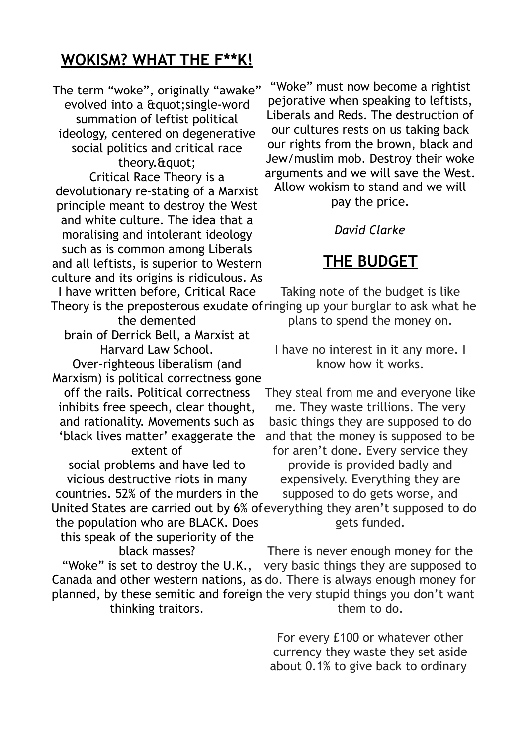## WOKISM? WHAT THE F**K!

The term "woke", originally "awake" evolved into a &quot;single-word summation of leftist political ideology, centered on degenerative social politics and critical race theory.&quot;

Critical Race Theory is a devolutionary re-stating of a Marxist principle meant to destroy the West and white culture. The idea that a moralising and intolerant ideology such as is common among Liberals and all leftists, is superior to Western culture and its origins is ridiculous. As I have written before, Critical Race Theory is the preposterous exudate of the demented brain of Derrick Bell, a Marxist at Harvard Law School.

Over-righteous liberalism (and Marxism) is political correctness gone off the rails. Political correctness inhibits free speech, clear thought, and rationality. Movements such as 'black lives matter' exaggerate the extent of social problems and have led to vicious destructive riots in many countries. 52% of the murders in the United States are carried out by 6% of the population who are BLACK. Does this speak of the superiority of the black masses?

"Woke" is set to destroy the U.K., Canada and other western nations, as planned, by these semitic and foreign thinking traitors.

"Woke" must now become a rightist pejorative when speaking to leftists, Liberals and Reds. The destruction of our cultures rests on us taking back our rights from the brown, black and Jew/muslim mob. Destroy their woke arguments and we will save the West. Allow wokism to stand and we will pay the price.

*David Clarke*

## THE BUDGET

Taking note of the budget is like ringing up your burglar to ask what he plans to spend the money on.

I have no interest in it any more. I know how it works.

They steal from me and everyone like me. They waste trillions. The very basic things they are supposed to do and that the money is supposed to be for aren't done. Every service they provide is provided badly and expensively. Everything they are supposed to do gets worse, and everything they aren't supposed to do gets funded.

There is never enough money for the very basic things they are supposed to do. There is always enough money for the very stupid things you don't want them to do.

For every £100 or whatever other currency they waste they set aside about 0.1% to give back to ordinary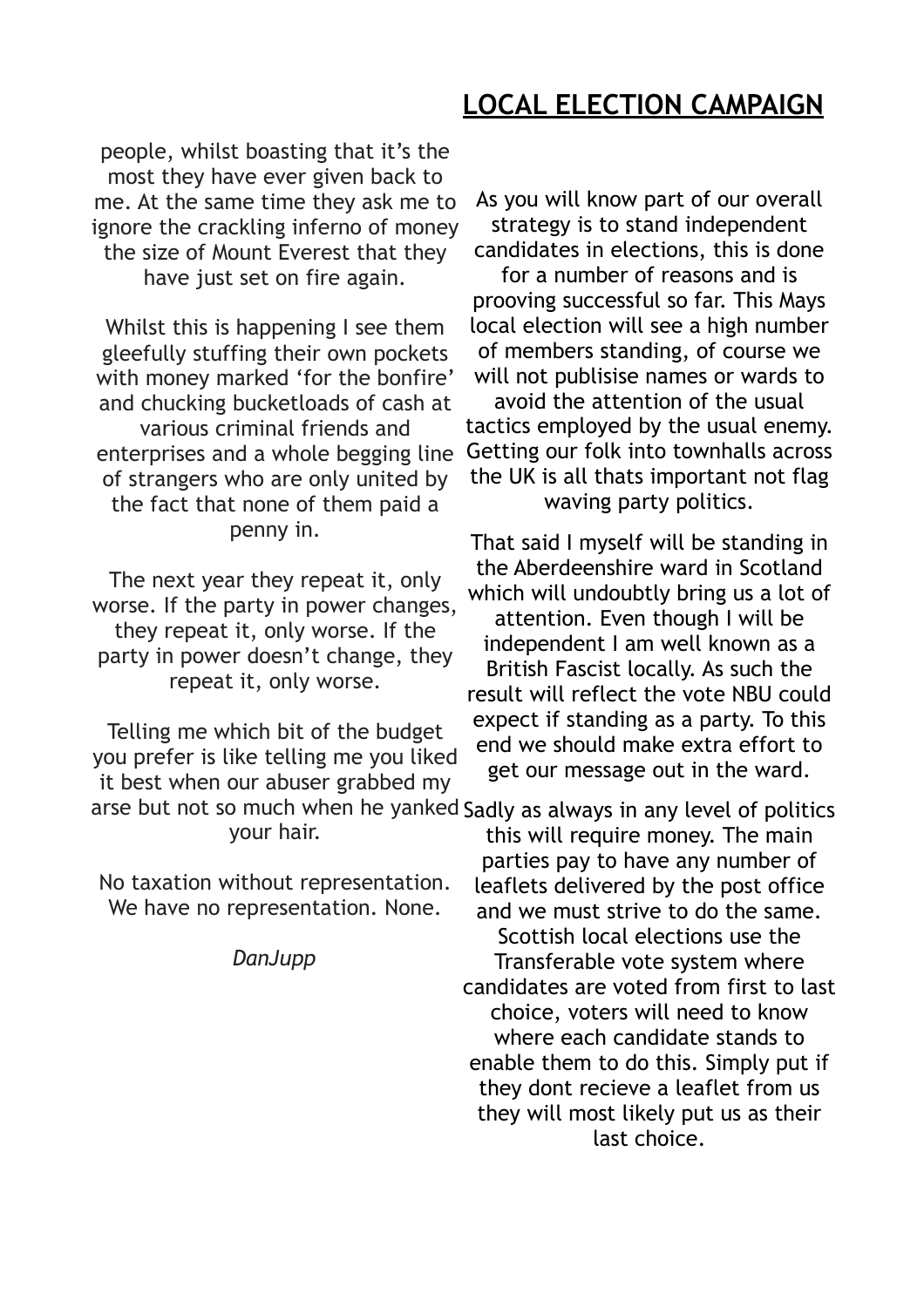people, whilst boasting that it's the most they have ever given back to me. At the same time they ask me to ignore the crackling inferno of money the size of Mount Everest that they have just set on fire again.

Whilst this is happening I see them gleefully stuffing their own pockets with money marked 'for the bonfire' and chucking bucketloads of cash at various criminal friends and enterprises and a whole begging line of strangers who are only united by the fact that none of them paid a penny in.

The next year they repeat it, only worse. If the party in power changes, they repeat it, only worse. If the party in power doesn't change, they repeat it, only worse.

Telling me which bit of the budget you prefer is like telling me you liked it best when our abuser grabbed my arse but not so much when he yanked your hair.

No taxation without representation. We have no representation. None.

*DanJupp*

## LOCAL ELECTION CAMPAIGN

As you will know part of our overall strategy is to stand independent candidates in elections, this is done for a number of reasons and is prooving successful so far. This Mays local election will see a high number of members standing, of course we will not publisise names or wards to avoid the attention of the usual tactics employed by the usual enemy. Getting our folk into townhalls across the UK is all thats important not flag waving party politics.

That said I myself will be standing in the Aberdeenshire ward in Scotland which will undoubtly bring us a lot of attention. Even though I will be independent I am well known as a British Fascist locally. As such the result will reflect the vote NBU could expect if standing as a party. To this end we should make extra effort to get our message out in the ward.

Sadly as always in any level of politics this will require money. The main parties pay to have any number of leaflets delivered by the post office and we must strive to do the same. Scottish local elections use the Transferable vote system where candidates are voted from first to last choice, voters will need to know where each candidate stands to enable them to do this. Simply put if they dont recieve a leaflet from us they will most likely put us as their last choice.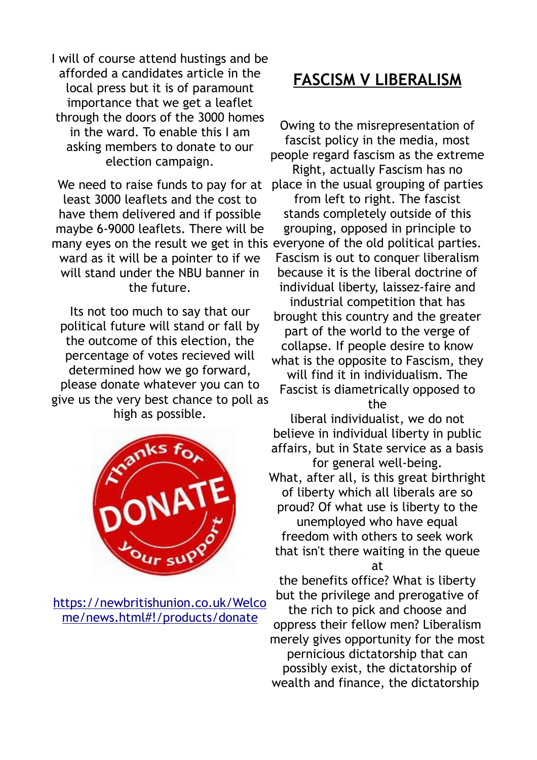I will of course attend hustings and be afforded a candidates article in the local press but it is of paramount importance that we get a leaflet through the doors of the 3000 homes in the ward. To enable this I am asking members to donate to our election campaign.

We need to raise funds to pay for at least 3000 leaflets and the cost to have them delivered and if possible maybe 6-9000 leaflets. There will be many eyes on the result we get in this ward as it will be a pointer to if we will stand under the NBU banner in the future.

Its not too much to say that our political future will stand or fall by the outcome of this election, the percentage of votes recieved will determined how we go forward, please donate whatever you can to give us the very best chance to poll as high as possible.

Thanks for your support DONATE

[https://newbritishunion.co.uk/Welcome/news.html#!/products/donate](https://newbritishunion.co.uk/Welcome/news.html#!/products/donate)

## FASCISM V LIBERALISM

Owing to the misrepresentation of fascist policy in the media, most people regard fascism as the extreme Right, actually Fascism has no place in the usual grouping of parties from left to right. The fascist stands completely outside of this grouping, opposed in principle to everyone of the old political parties. Fascism is out to conquer liberalism because it is the liberal doctrine of individual liberty, laissez-faire and industrial competition that has brought this country and the greater part of the world to the verge of collapse. If people desire to know what is the opposite to Fascism, they will find it in individualism. The Fascist is diametrically opposed to the liberal individualist, we do not believe in individual liberty in public affairs, but in State service as a basis for general well-being.

What, after all, is this great birthright of liberty which all liberals are so proud? Of what use is liberty to the unemployed who have equal freedom with others to seek work that isn't there waiting in the queue at the benefits office? What is liberty but the privilege and prerogative of the rich to pick and choose and oppress their fellow men? Liberalism merely gives opportunity for the most pernicious dictatorship that can possibly exist, the dictatorship of wealth and finance, the dictatorship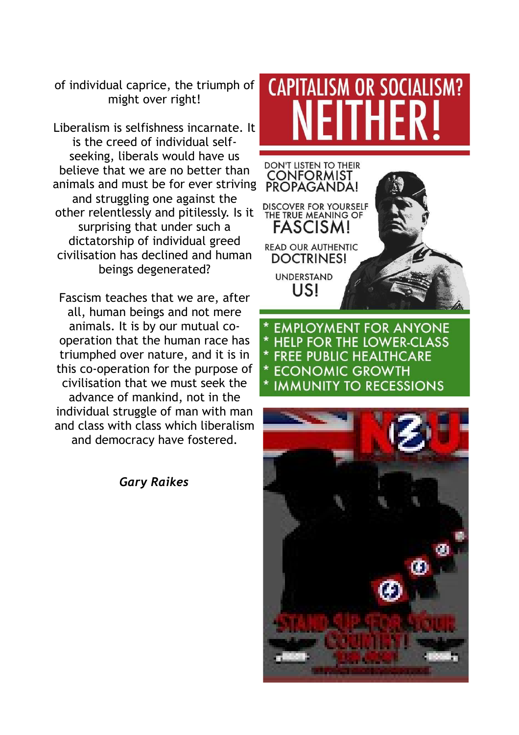of individual caprice, the triumph of might over right!

Liberalism is selfishness incarnate. It is the creed of individual self-seeking, liberals would have us believe that we are no better than animals and must be for ever striving and struggling one against the other relentlessly and pitilessly. Is it surprising that under such a dictatorship of individual greed civilisation has declined and human beings degenerated?

Fascism teaches that we are, after all, human beings and not mere animals. It is by our mutual co-operation that the human race has triumphed over nature, and it is in this co-operation for the purpose of civilisation that we must seek the advance of mankind, not in the individual struggle of man with man and class with class which liberalism and democracy have fostered.

*Gary Raikes*

# CAPITALISM OR SOCIALISM? NEITHER!

DON'T LISTEN TO THEIR CONFORMIST PROPAGANDA!

DISCOVER FOR YOURSELF THE TRUE MEANING OF FASCISM!

READ OUR AUTHENTIC DOCTRINES!

UNDERSTAND US!

* EMPLOYMENT FOR ANYONE
* HELP FOR THE LOWER-CLASS
* FREE PUBLIC HEALTHCARE
* ECONOMIC GROWTH
* IMMUNITY TO RECESSIONS

NU

STAND UP FOR YOUR COUNTRY!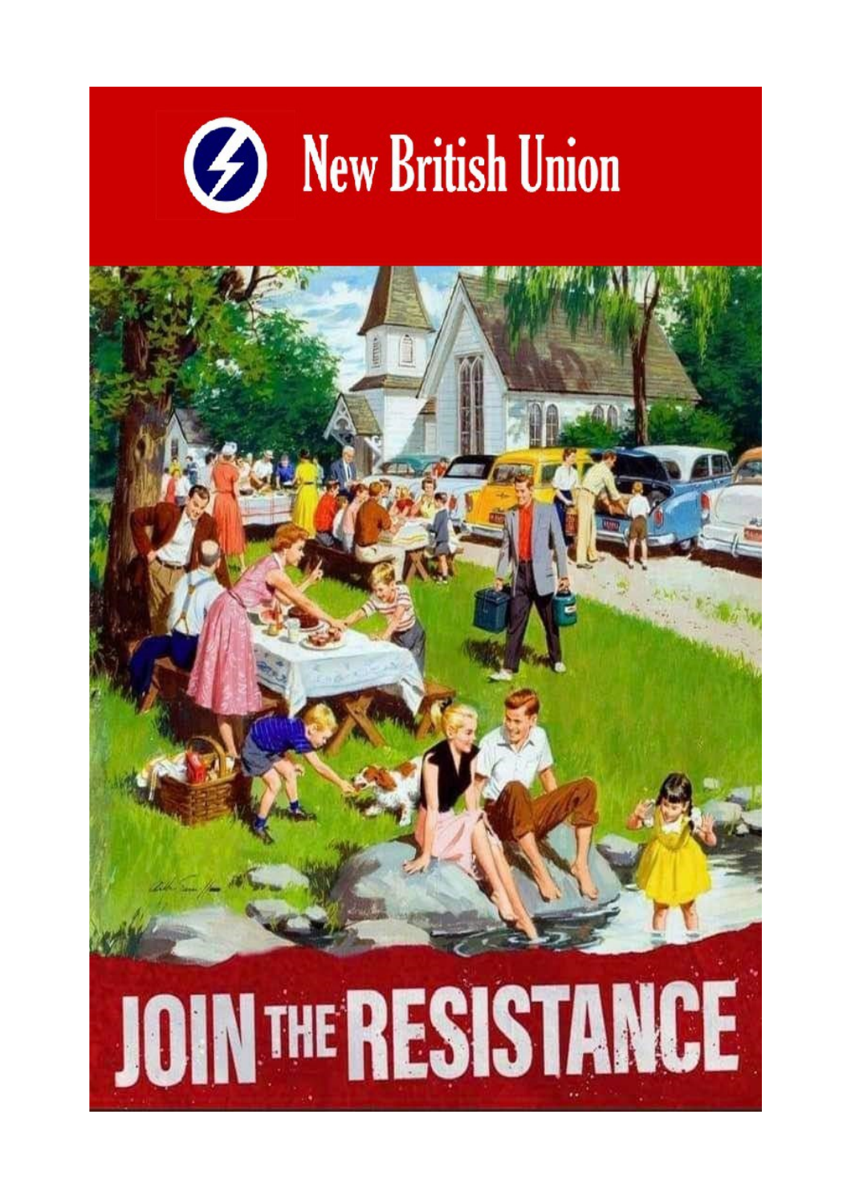# New British Union

# JOIN THE RESISTANCE